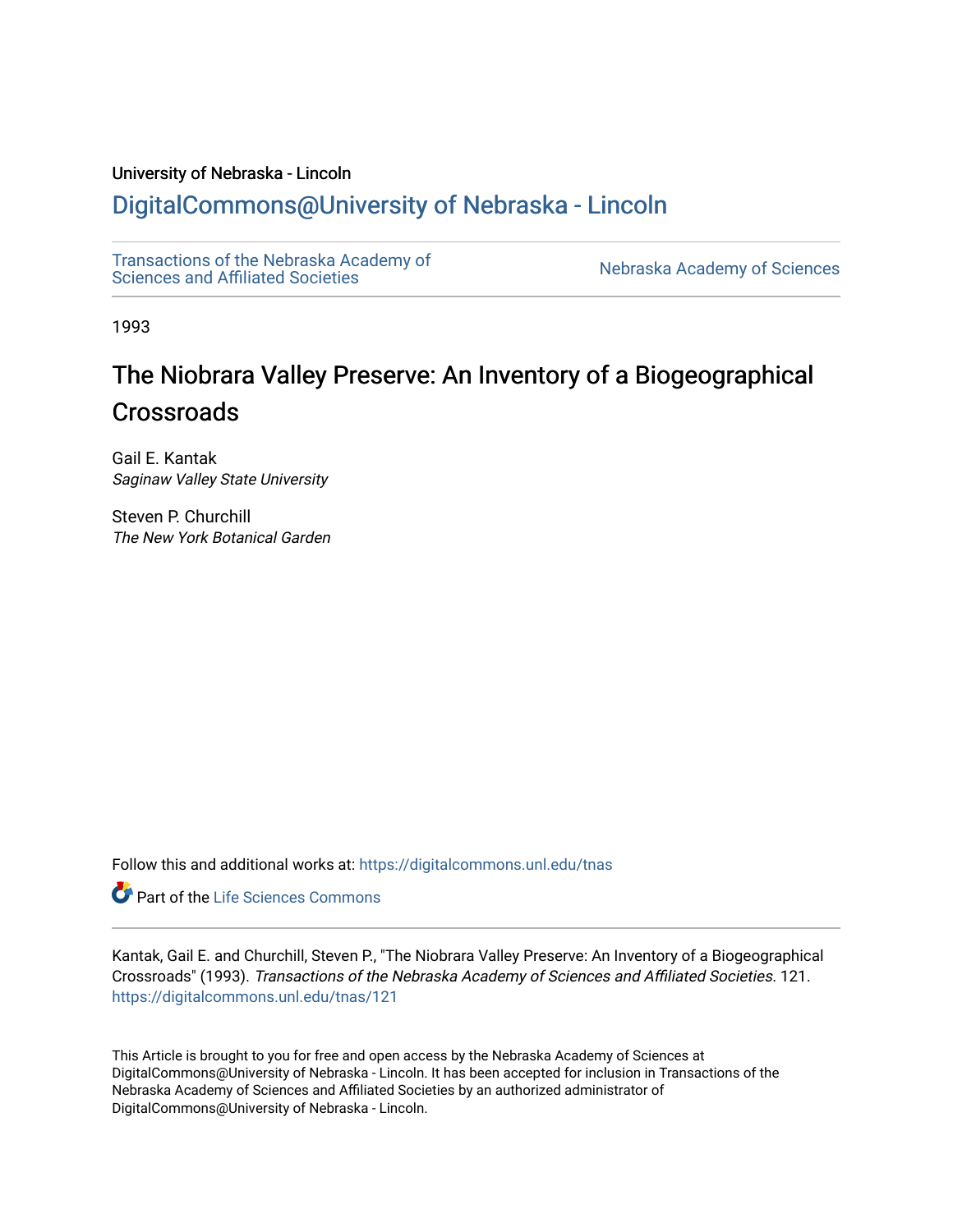University of Nebraska - Lincoln

# DigitalCommons@University of Nebraska - Lincoln

Transactions of the Nebraska Academy of Sciences and Affiliated Societies

Nebraska Academy of Sciences

1993

## The Niobrara Valley Preserve: An Inventory of a Biogeographical Crossroads

Gail E. Kantak
*Saginaw Valley State University*

Steven P. Churchill
*The New York Botanical Garden*

Follow this and additional works at: https://digitalcommons.unl.edu/tnas

Part of the Life Sciences Commons

Kantak, Gail E. and Churchill, Steven P., "The Niobrara Valley Preserve: An Inventory of a Biogeographical Crossroads" (1993). *Transactions of the Nebraska Academy of Sciences and Affiliated Societies*. 121.
https://digitalcommons.unl.edu/tnas/121

This Article is brought to you for free and open access by the Nebraska Academy of Sciences at DigitalCommons@University of Nebraska - Lincoln. It has been accepted for inclusion in Transactions of the Nebraska Academy of Sciences and Affiliated Societies by an authorized administrator of DigitalCommons@University of Nebraska - Lincoln.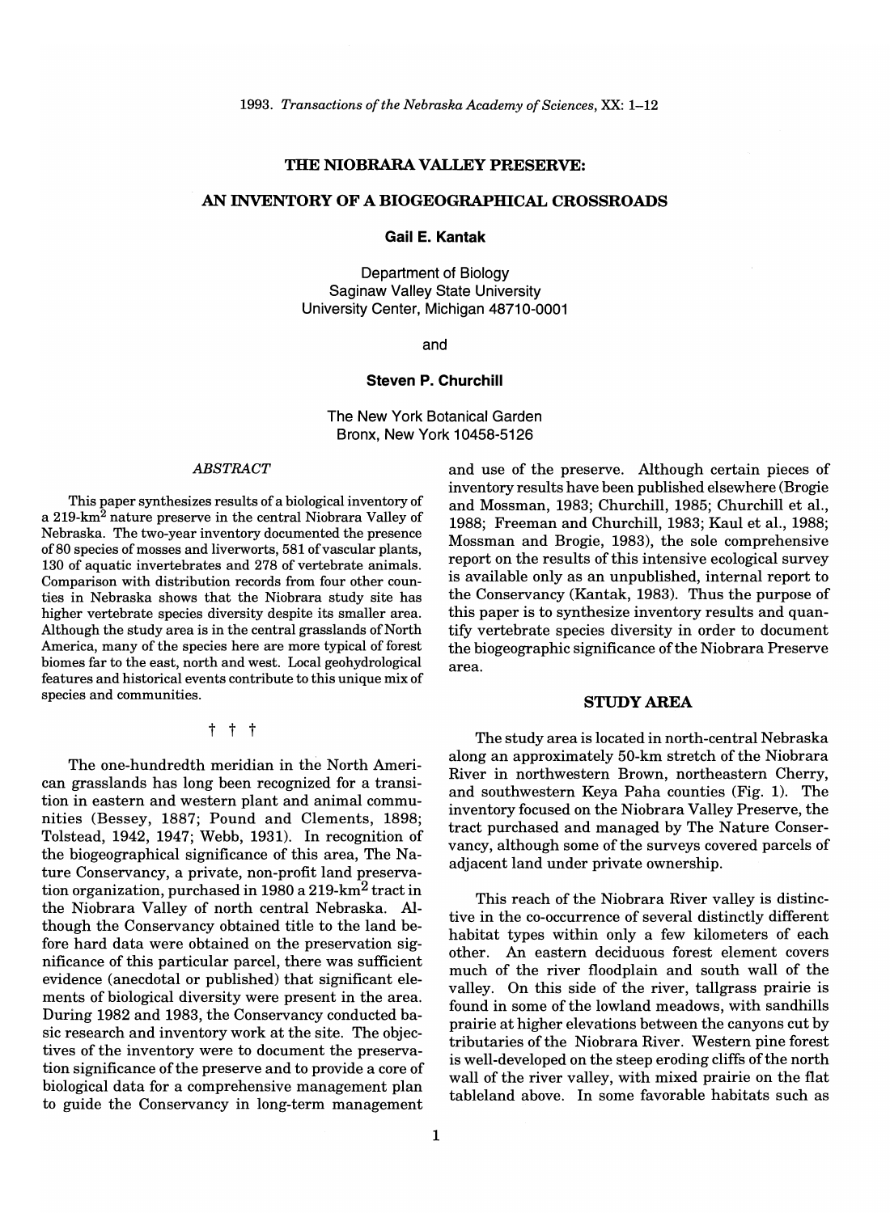# THE NIOBRARA VALLEY PRESERVE:

## AN INVENTORY OF A BIOGEOGRAPHICAL CROSSROADS

**Gail E. Kantak**

Department of Biology
Saginaw Valley State University
University Center, Michigan 48710-0001

and

**Steven P. Churchill**

The New York Botanical Garden
Bronx, New York 10458-5126

### *ABSTRACT*

This paper synthesizes results of a biological inventory of a 219-km$^2$ nature preserve in the central Niobrara Valley of Nebraska. The two-year inventory documented the presence of 80 species of mosses and liverworts, 581 of vascular plants, 130 of aquatic invertebrates and 278 of vertebrate animals. Comparison with distribution records from four other counties in Nebraska shows that the Niobrara study site has higher vertebrate species diversity despite its smaller area. Although the study area is in the central grasslands of North America, many of the species here are more typical of forest biomes far to the east, north and west. Local geohydrological features and historical events contribute to this unique mix of species and communities.

† † †

The one-hundredth meridian in the North American grasslands has long been recognized for a transition in eastern and western plant and animal communities (Bessey, 1887; Pound and Clements, 1898; Tolstead, 1942, 1947; Webb, 1931). In recognition of the biogeographical significance of this area, The Nature Conservancy, a private, non-profit land preservation organization, purchased in 1980 a 219-km$^2$ tract in the Niobrara Valley of north central Nebraska. Although the Conservancy obtained title to the land before hard data were obtained on the preservation significance of this particular parcel, there was sufficient evidence (anecdotal or published) that significant elements of biological diversity were present in the area. During 1982 and 1983, the Conservancy conducted basic research and inventory work at the site. The objectives of the inventory were to document the preservation significance of the preserve and to provide a core of biological data for a comprehensive management plan to guide the Conservancy in long-term management and use of the preserve. Although certain pieces of inventory results have been published elsewhere (Brogie and Mossman, 1983; Churchill, 1985; Churchill et al., 1988; Freeman and Churchill, 1983; Kaul et al., 1988; Mossman and Brogie, 1983), the sole comprehensive report on the results of this intensive ecological survey is available only as an unpublished, internal report to the Conservancy (Kantak, 1983). Thus the purpose of this paper is to synthesize inventory results and quantify vertebrate species diversity in order to document the biogeographic significance of the Niobrara Preserve area.

## STUDY AREA

The study area is located in north-central Nebraska along an approximately 50-km stretch of the Niobrara River in northwestern Brown, northeastern Cherry, and southwestern Keya Paha counties (Fig. 1). The inventory focused on the Niobrara Valley Preserve, the tract purchased and managed by The Nature Conservancy, although some of the surveys covered parcels of adjacent land under private ownership.

This reach of the Niobrara River valley is distinctive in the co-occurrence of several distinctly different habitat types within only a few kilometers of each other. An eastern deciduous forest element covers much of the river floodplain and south wall of the valley. On this side of the river, tallgrass prairie is found in some of the lowland meadows, with sandhills prairie at higher elevations between the canyons cut by tributaries of the Niobrara River. Western pine forest is well-developed on the steep eroding cliffs of the north wall of the river valley, with mixed prairie on the flat tableland above. In some favorable habitats such as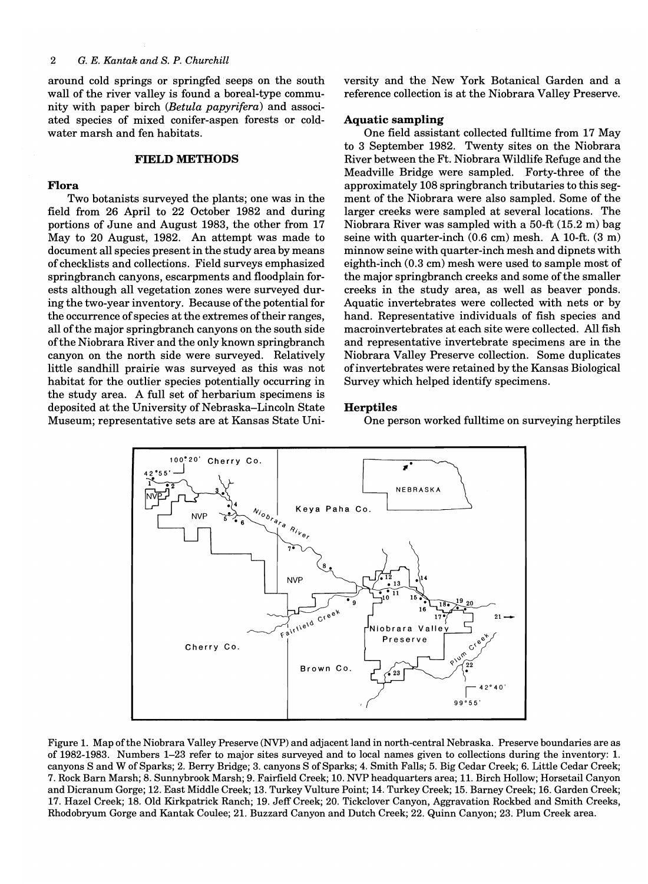around cold springs or springfed seeps on the south wall of the river valley is found a boreal-type community with paper birch (*Betula papyrifera*) and associated species of mixed conifer-aspen forests or cold-water marsh and fen habitats.

## FIELD METHODS

### Flora

Two botanists surveyed the plants; one was in the field from 26 April to 22 October 1982 and during portions of June and August 1983, the other from 17 May to 20 August, 1982. An attempt was made to document all species present in the study area by means of checklists and collections. Field surveys emphasized springbranch canyons, escarpments and floodplain forests although all vegetation zones were surveyed during the two-year inventory. Because of the potential for the occurrence of species at the extremes of their ranges, all of the major springbranch canyons on the south side of the Niobrara River and the only known springbranch canyon on the north side were surveyed. Relatively little sandhill prairie was surveyed as this was not habitat for the outlier species potentially occurring in the study area. A full set of herbarium specimens is deposited at the University of Nebraska–Lincoln State Museum; representative sets are at Kansas State University and the New York Botanical Garden and a reference collection is at the Niobrara Valley Preserve.

### Aquatic sampling

One field assistant collected fulltime from 17 May to 3 September 1982. Twenty sites on the Niobrara River between the Ft. Niobrara Wildlife Refuge and the Meadville Bridge were sampled. Forty-three of the approximately 108 springbranch tributaries to this segment of the Niobrara were also sampled. Some of the larger creeks were sampled at several locations. The Niobrara River was sampled with a 50-ft (15.2 m) bag seine with quarter-inch (0.6 cm) mesh. A 10-ft. (3 m) minnow seine with quarter-inch mesh and dipnets with eighth-inch (0.3 cm) mesh were used to sample most of the major springbranch creeks and some of the smaller creeks in the study area, as well as beaver ponds. Aquatic invertebrates were collected with nets or by hand. Representative individuals of fish species and macroinvertebrates at each site were collected. All fish and representative invertebrate specimens are in the Niobrara Valley Preserve collection. Some duplicates of invertebrates were retained by the Kansas Biological Survey which helped identify specimens.

### Herptiles

One person worked fulltime on surveying herptiles

Figure 1. Map of the Niobrara Valley Preserve (NVP) and adjacent land in north-central Nebraska. Preserve boundaries are as of 1982-1983. Numbers 1–23 refer to major sites surveyed and to local names given to collections during the inventory: 1. canyons S and W of Sparks; 2. Berry Bridge; 3. canyons S of Sparks; 4. Smith Falls; 5. Big Cedar Creek; 6. Little Cedar Creek; 7. Rock Barn Marsh; 8. Sunnybrook Marsh; 9. Fairfield Creek; 10. NVP headquarters area; 11. Birch Hollow; Horsetail Canyon and Dicranum Gorge; 12. East Middle Creek; 13. Turkey Vulture Point; 14. Turkey Creek; 15. Barney Creek; 16. Garden Creek; 17. Hazel Creek; 18. Old Kirkpatrick Ranch; 19. Jeff Creek; 20. Tickclover Canyon, Aggravation Rockbed and Smith Creeks, Rhodobryum Gorge and Kantak Coulee; 21. Buzzard Canyon and Dutch Creek; 22. Quinn Canyon; 23. Plum Creek area.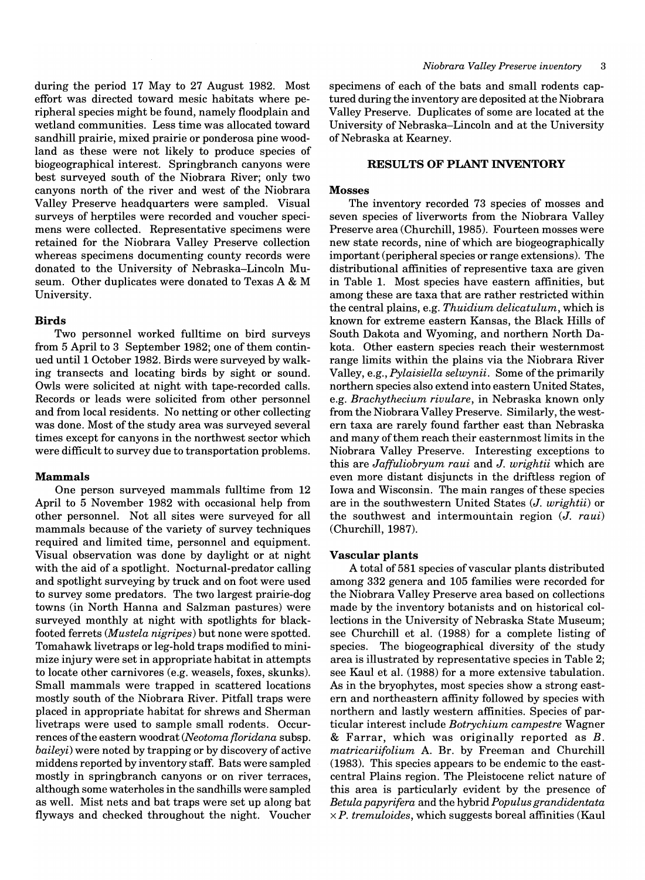during the period 17 May to 27 August 1982. Most effort was directed toward mesic habitats where peripheral species might be found, namely floodplain and wetland communities. Less time was allocated toward sandhill prairie, mixed prairie or ponderosa pine woodland as these were not likely to produce species of biogeographical interest. Springbranch canyons were best surveyed south of the Niobrara River; only two canyons north of the river and west of the Niobrara Valley Preserve headquarters were sampled. Visual surveys of herptiles were recorded and voucher specimens were collected. Representative specimens were retained for the Niobrara Valley Preserve collection whereas specimens documenting county records were donated to the University of Nebraska–Lincoln Museum. Other duplicates were donated to Texas A & M University.

### Birds

Two personnel worked fulltime on bird surveys from 5 April to 3 September 1982; one of them continued until 1 October 1982. Birds were surveyed by walking transects and locating birds by sight or sound. Owls were solicited at night with tape-recorded calls. Records or leads were solicited from other personnel and from local residents. No netting or other collecting was done. Most of the study area was surveyed several times except for canyons in the northwest sector which were difficult to survey due to transportation problems.

### Mammals

One person surveyed mammals fulltime from 12 April to 5 November 1982 with occasional help from other personnel. Not all sites were surveyed for all mammals because of the variety of survey techniques required and limited time, personnel and equipment. Visual observation was done by daylight or at night with the aid of a spotlight. Nocturnal-predator calling and spotlight surveying by truck and on foot were used to survey some predators. The two largest prairie-dog towns (in North Hanna and Salzman pastures) were surveyed monthly at night with spotlights for black-footed ferrets (*Mustela nigripes*) but none were spotted. Tomahawk livetraps or leg-hold traps modified to minimize injury were set in appropriate habitat in attempts to locate other carnivores (e.g. weasels, foxes, skunks). Small mammals were trapped in scattered locations mostly south of the Niobrara River. Pitfall traps were placed in appropriate habitat for shrews and Sherman livetraps were used to sample small rodents. Occurrences of the eastern woodrat (*Neotoma floridana* subsp. *baileyi*) were noted by trapping or by discovery of active middens reported by inventory staff. Bats were sampled mostly in springbranch canyons or on river terraces, although some waterholes in the sandhills were sampled as well. Mist nets and bat traps were set up along bat flyways and checked throughout the night. Voucher specimens of each of the bats and small rodents captured during the inventory are deposited at the Niobrara Valley Preserve. Duplicates of some are located at the University of Nebraska–Lincoln and at the University of Nebraska at Kearney.

## RESULTS OF PLANT INVENTORY

### Mosses

The inventory recorded 73 species of mosses and seven species of liverworts from the Niobrara Valley Preserve area (Churchill, 1985). Fourteen mosses were new state records, nine of which are biogeographically important (peripheral species or range extensions). The distributional affinities of representative taxa are given in Table 1. Most species have eastern affinities, but among these are taxa that are rather restricted within the central plains, e.g. *Thuidium delicatulum*, which is known for extreme eastern Kansas, the Black Hills of South Dakota and Wyoming, and northern North Dakota. Other eastern species reach their westernmost range limits within the plains via the Niobrara River Valley, e.g., *Pylaisiella selwynii*. Some of the primarily northern species also extend into eastern United States, e.g. *Brachythecium rivulare*, in Nebraska known only from the Niobrara Valley Preserve. Similarly, the western taxa are rarely found farther east than Nebraska and many of them reach their easternmost limits in the Niobrara Valley Preserve. Interesting exceptions to this are *Jaffuliobryum raui* and *J. wrightii* which are even more distant disjuncts in the driftless region of Iowa and Wisconsin. The main ranges of these species are in the southwestern United States (*J. wrightii*) or the southwest and intermountain region (*J. raui*) (Churchill, 1987).

### Vascular plants

A total of 581 species of vascular plants distributed among 332 genera and 105 families were recorded for the Niobrara Valley Preserve area based on collections made by the inventory botanists and on historical collections in the University of Nebraska State Museum; see Churchill et al. (1988) for a complete listing of species. The biogeographical diversity of the study area is illustrated by representative species in Table 2; see Kaul et al. (1988) for a more extensive tabulation. As in the bryophytes, most species show a strong eastern and northeastern affinity followed by species with northern and lastly western affinities. Species of particular interest include *Botrychium campestre* Wagner & Farrar, which was originally reported as *B. matricariifolium* A. Br. by Freeman and Churchill (1983). This species appears to be endemic to the east-central Plains region. The Pleistocene relict nature of this area is particularly evident by the presence of *Betula papyrifera* and the hybrid *Populus grandidentata* × *P. tremuloides*, which suggests boreal affinities (Kaul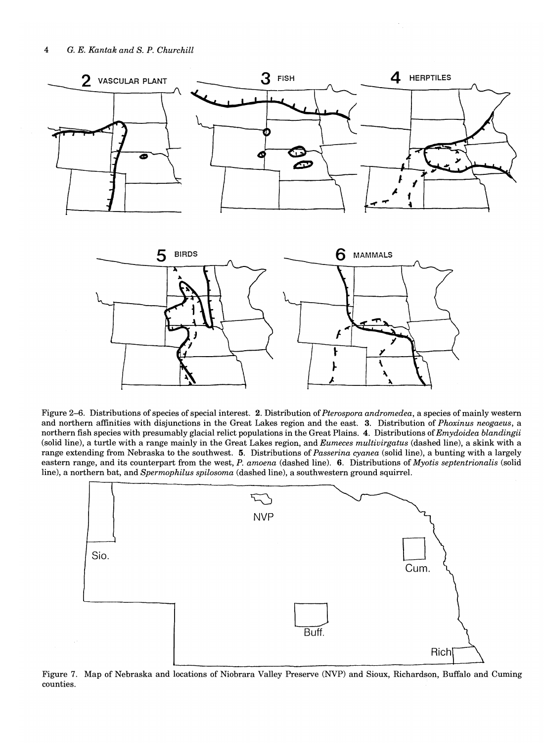Figure 2–6. Distributions of species of special interest. **2**. Distribution of *Pterospora andromedea*, a species of mainly western and northern affinities with disjunctions in the Great Lakes region and the east. **3**. Distribution of *Phoxinus neogaeus*, a northern fish species with presumably glacial relict populations in the Great Plains. **4**. Distributions of *Emydoidea blandingii* (solid line), a turtle with a range mainly in the Great Lakes region, and *Eumeces multivirgatus* (dashed line), a skink with a range extending from Nebraska to the southwest. **5**. Distributions of *Passerina cyanea* (solid line), a bunting with a largely eastern range, and its counterpart from the west, *P. amoena* (dashed line). **6**. Distributions of *Myotis septentrionalis* (solid line), a northern bat, and *Spermophilus spilosoma* (dashed line), a southwestern ground squirrel.

Figure 7. Map of Nebraska and locations of Niobrara Valley Preserve (NVP) and Sioux, Richardson, Buffalo and Cuming counties.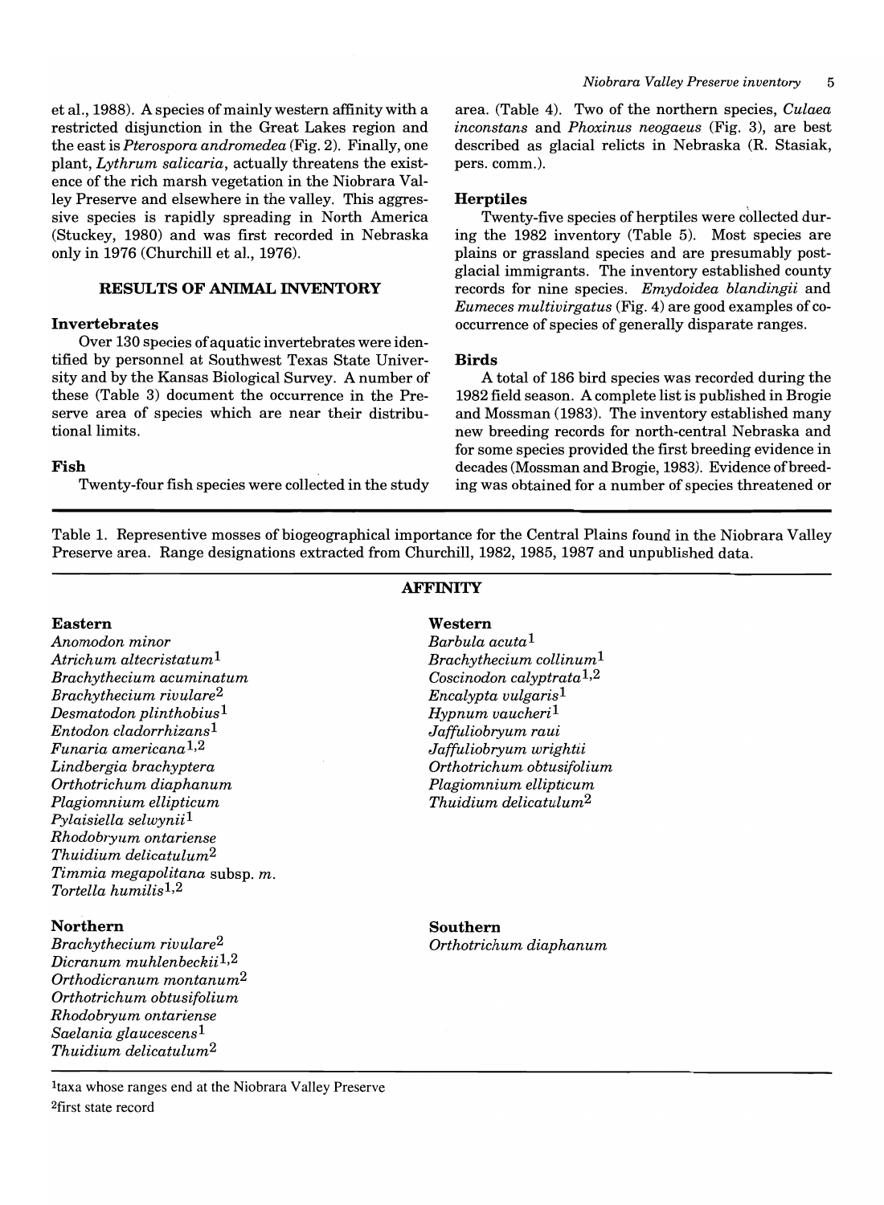et al., 1988). A species of mainly western affinity with a restricted disjunction in the Great Lakes region and the east is *Pterospora andromedea* (Fig. 2). Finally, one plant, *Lythrum salicaria*, actually threatens the existence of the rich marsh vegetation in the Niobrara Valley Preserve and elsewhere in the valley. This aggressive species is rapidly spreading in North America (Stuckey, 1980) and was first recorded in Nebraska only in 1976 (Churchill et al., 1976).

## RESULTS OF ANIMAL INVENTORY

### Invertebrates

Over 130 species of aquatic invertebrates were identified by personnel at Southwest Texas State University and by the Kansas Biological Survey. A number of these (Table 3) document the occurrence in the Preserve area of species which are near their distributional limits.

### Fish

Twenty-four fish species were collected in the study area. (Table 4). Two of the northern species, *Culaea inconstans* and *Phoxinus neogaeus* (Fig. 3), are best described as glacial relicts in Nebraska (R. Stasiak, pers. comm.).

### Herptiles

Twenty-five species of herptiles were collected during the 1982 inventory (Table 5). Most species are plains or grassland species and are presumably post-glacial immigrants. The inventory established county records for nine species. *Emydoidea blandingii* and *Eumeces multivirgatus* (Fig. 4) are good examples of co-occurrence of species of generally disparate ranges.

### Birds

A total of 186 bird species was recorded during the 1982 field season. A complete list is published in Brogie and Mossman (1983). The inventory established many new breeding records for north-central Nebraska and for some species provided the first breeding evidence in decades (Mossman and Brogie, 1983). Evidence of breeding was obtained for a number of species threatened or

Table 1. Representive mosses of biogeographical importance for the Central Plains found in the Niobrara Valley Preserve area. Range designations extracted from Churchill, 1982, 1985, 1987 and unpublished data.

| AFFINITY | |
|---|---|
| **Eastern** | **Western** |
| *Anomodon minor* | *Barbula acuta*[1] |
| *Atrichum altecristatum*[1] | *Brachythecium collinum*[1] |
| *Brachythecium acuminatum* | *Coscinodon calyptrata*[1,2] |
| *Brachythecium rivulare*[2] | *Encalypta vulgaris*[1] |
| *Desmatodon plinthobius*[1] | *Hypnum vaucheri*[1] |
| *Entodon cladorrhizans*[1] | *Jaffuliobryum raui* |
| *Funaria americana*[1,2] | *Jaffuliobryum wrightii* |
| *Lindbergia brachyptera* | *Orthotrichum obtusifolium* |
| *Orthotrichum diaphanum* | *Plagiomnium ellipticum* |
| *Plagiomnium ellipticum* | *Thuidium delicatulum*[2] |
| *Pylaisiella selwynii*[1] | |
| *Rhodobryum ontariense* | |
| *Thuidium delicatulum*[2] | |
| *Timmia megapolitana* subsp. *m.* | |
| *Tortella humilis*[1,2] | |
| **Northern** | **Southern** |
| *Brachythecium rivulare*[2] | *Orthotrichum diaphanum* |
| *Dicranum muhlenbeckii*[1,2] | |
| *Orthodicranum montanum*[2] | |
| *Orthotrichum obtusifolium* | |
| *Rhodobryum ontariense* | |
| *Saelania glaucescens*[1] | |
| *Thuidium delicatulum*[2] | |

[1]taxa whose ranges end at the Niobrara Valley Preserve
[2]first state record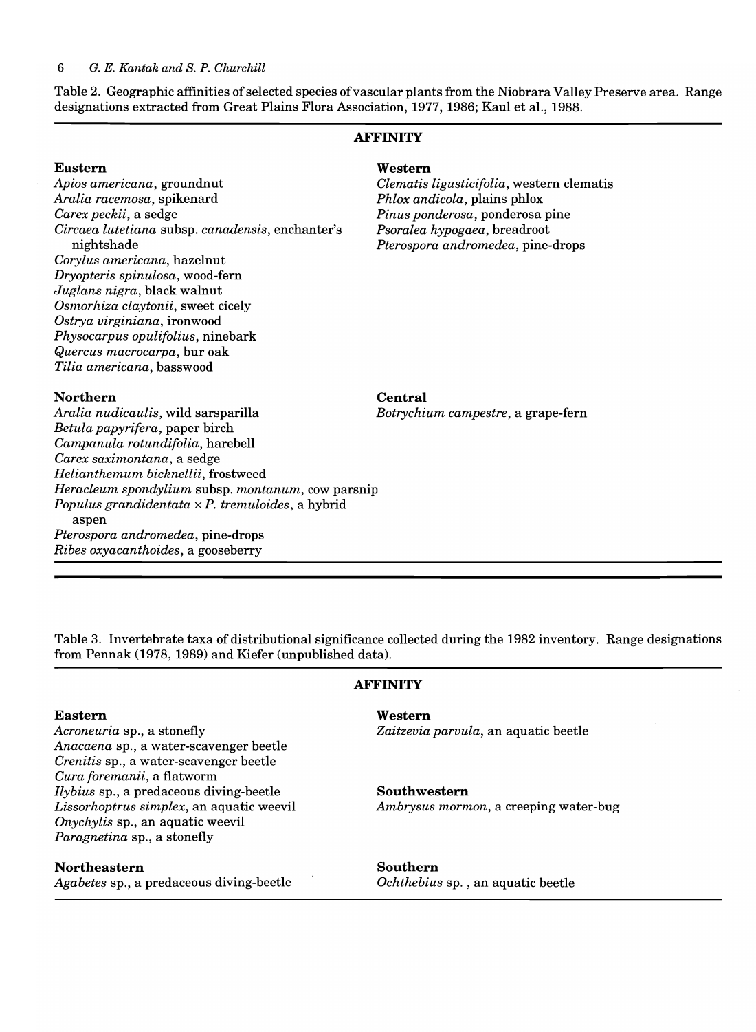Table 2. Geographic affinities of selected species of vascular plants from the Niobrara Valley Preserve area. Range designations extracted from Great Plains Flora Association, 1977, 1986; Kaul et al., 1988.

**AFFINITY**

**Eastern**

*Apios americana*, groundnut
*Aralia racemosa*, spikenard
*Carex peckii*, a sedge
*Circaea lutetiana* subsp. *canadensis*, enchanter's nightshade
*Corylus americana*, hazelnut
*Dryopteris spinulosa*, wood-fern
*Juglans nigra*, black walnut
*Osmorhiza claytonii*, sweet cicely
*Ostrya virginiana*, ironwood
*Physocarpus opulifolius*, ninebark
*Quercus macrocarpa*, bur oak
*Tilia americana*, basswood

**Western**

*Clematis ligusticifolia*, western clematis
*Phlox andicola*, plains phlox
*Pinus ponderosa*, ponderosa pine
*Psoralea hypogaea*, breadroot
*Pterospora andromedea*, pine-drops

**Northern**

*Aralia nudicaulis*, wild sarsparilla
*Betula papyrifera*, paper birch
*Campanula rotundifolia*, harebell
*Carex saximontana*, a sedge
*Helianthemum bicknellii*, frostweed
*Heracleum spondylium* subsp. *montanum*, cow parsnip
*Populus grandidentata* × *P. tremuloides*, a hybrid aspen
*Pterospora andromedea*, pine-drops
*Ribes oxyacanthoides*, a gooseberry

**Central**

*Botrychium campestre*, a grape-fern

Table 3. Invertebrate taxa of distributional significance collected during the 1982 inventory. Range designations from Pennak (1978, 1989) and Kiefer (unpublished data).

**AFFINITY**

**Eastern**

*Acroneuria* sp., a stonefly
*Anacaena* sp., a water-scavenger beetle
*Crenitis* sp., a water-scavenger beetle
*Cura foremanii*, a flatworm
*Ilybius* sp., a predaceous diving-beetle
*Lissorhoptrus simplex*, an aquatic weevil
*Onychylis* sp., an aquatic weevil
*Paragnetina* sp., a stonefly

**Northeastern**

*Agabetes* sp., a predaceous diving-beetle

**Western**

*Zaitzevia parvula*, an aquatic beetle

**Southwestern**

*Ambrysus mormon*, a creeping water-bug

**Southern**

*Ochthebius* sp. , an aquatic beetle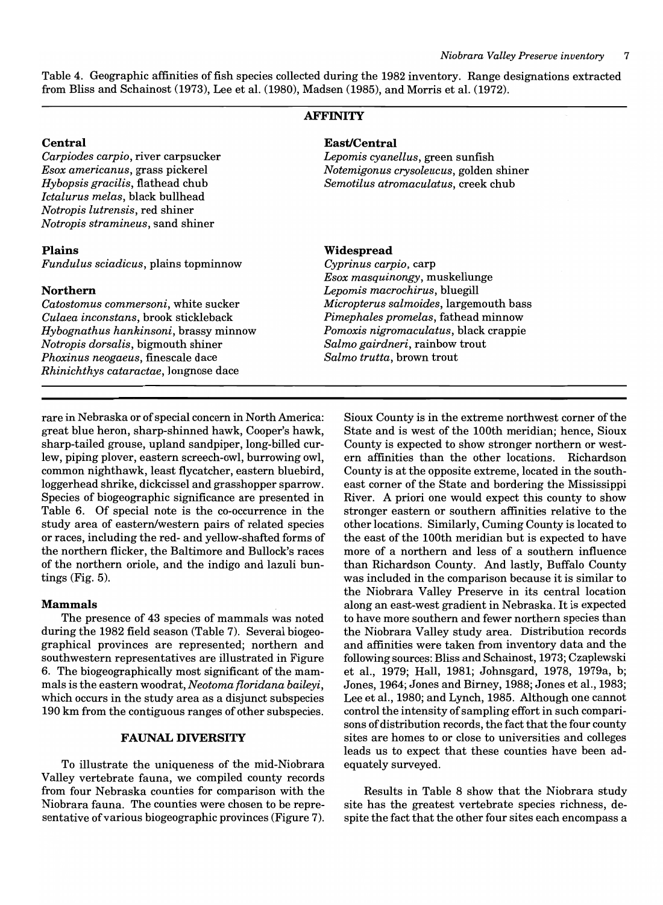Table 4. Geographic affinities of fish species collected during the 1982 inventory. Range designations extracted from Bliss and Schainost (1973), Lee et al. (1980), Madsen (1985), and Morris et al. (1972).

**AFFINITY**

| Affinity | Species |
|---|---|
| **Central** | *Carpiodes carpio*, river carpsucker |
| | *Esox americanus*, grass pickerel |
| | *Hybopsis gracilis*, flathead chub |
| | *Ictalurus melas*, black bullhead |
| | *Notropis lutrensis*, red shiner |
| | *Notropis stramineus*, sand shiner |
| **Plains** | *Fundulus sciadicus*, plains topminnow |
| **Northern** | *Catostomus commersoni*, white sucker |
| | *Culaea inconstans*, brook stickleback |
| | *Hybognathus hankinsoni*, brassy minnow |
| | *Notropis dorsalis*, bigmouth shiner |
| | *Phoxinus neogaeus*, finescale dace |
| | *Rhinichthys cataractae*, longnose dace |
| **East/Central** | *Lepomis cyanellus*, green sunfish |
| | *Notemigonus crysoleucus*, golden shiner |
| | *Semotilus atromaculatus*, creek chub |
| **Widespread** | *Cyprinus carpio*, carp |
| | *Esox masquinongy*, muskellunge |
| | *Lepomis macrochirus*, bluegill |
| | *Micropterus salmoides*, largemouth bass |
| | *Pimephales promelas*, fathead minnow |
| | *Pomoxis nigromaculatus*, black crappie |
| | *Salmo gairdneri*, rainbow trout |
| | *Salmo trutta*, brown trout |

rare in Nebraska or of special concern in North America: great blue heron, sharp-shinned hawk, Cooper's hawk, sharp-tailed grouse, upland sandpiper, long-billed curlew, piping plover, eastern screech-owl, burrowing owl, common nighthawk, least flycatcher, eastern bluebird, loggerhead shrike, dickcissel and grasshopper sparrow. Species of biogeographic significance are presented in Table 6. Of special note is the co-occurrence in the study area of eastern/western pairs of related species or races, including the red- and yellow-shafted forms of the northern flicker, the Baltimore and Bullock's races of the northern oriole, and the indigo and lazuli buntings (Fig. 5).

### Mammals

The presence of 43 species of mammals was noted during the 1982 field season (Table 7). Several biogeographical provinces are represented; northern and southwestern representatives are illustrated in Figure 6. The biogeographically most significant of the mammals is the eastern woodrat, *Neotoma floridana baileyi*, which occurs in the study area as a disjunct subspecies 190 km from the contiguous ranges of other subspecies.

## FAUNAL DIVERSITY

To illustrate the uniqueness of the mid-Niobrara Valley vertebrate fauna, we compiled county records from four Nebraska counties for comparison with the Niobrara fauna. The counties were chosen to be representative of various biogeographic provinces (Figure 7). Sioux County is in the extreme northwest corner of the State and is west of the 100th meridian; hence, Sioux County is expected to show stronger northern or western affinities than the other locations. Richardson County is at the opposite extreme, located in the southeast corner of the State and bordering the Mississippi River. A priori one would expect this county to show stronger eastern or southern affinities relative to the other locations. Similarly, Cuming County is located to the east of the 100th meridian but is expected to have more of a northern and less of a southern influence than Richardson County. And lastly, Buffalo County was included in the comparison because it is similar to the Niobrara Valley Preserve in its central location along an east-west gradient in Nebraska. It is expected to have more southern and fewer northern species than the Niobrara Valley study area. Distribution records and affinities were taken from inventory data and the following sources: Bliss and Schainost, 1973; Czaplewski et al., 1979; Hall, 1981; Johnsgard, 1978, 1979a, b; Jones, 1964; Jones and Birney, 1988; Jones et al., 1983; Lee et al., 1980; and Lynch, 1985. Although one cannot control the intensity of sampling effort in such comparisons of distribution records, the fact that the four county sites are homes to or close to universities and colleges leads us to expect that these counties have been adequately surveyed.

Results in Table 8 show that the Niobrara study site has the greatest vertebrate species richness, despite the fact that the other four sites each encompass a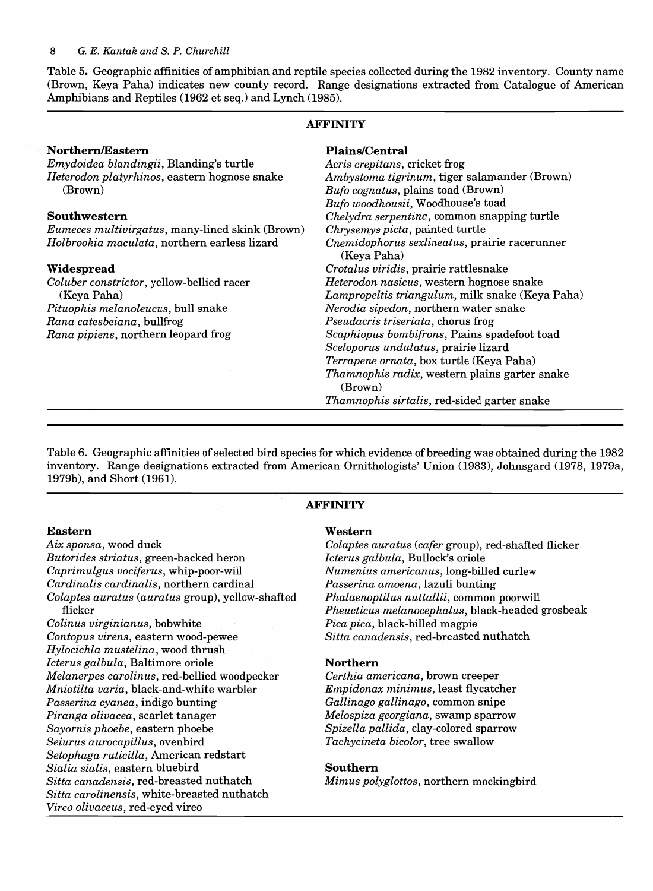Table 5. Geographic affinities of amphibian and reptile species collected during the 1982 inventory. County name (Brown, Keya Paha) indicates new county record. Range designations extracted from Catalogue of American Amphibians and Reptiles (1962 et seq.) and Lynch (1985).

**AFFINITY**

**Northern/Eastern**
*Emydoidea blandingii*, Blanding's turtle
*Heterodon platyrhinos*, eastern hognose snake (Brown)

**Southwestern**
*Eumeces multivirgatus*, many-lined skink (Brown)
*Holbrookia maculata*, northern earless lizard

**Widespread**
*Coluber constrictor*, yellow-bellied racer (Keya Paha)
*Pituophis melanoleucus*, bull snake
*Rana catesbeiana*, bullfrog
*Rana pipiens*, northern leopard frog

**Plains/Central**
*Acris crepitans*, cricket frog
*Ambystoma tigrinum*, tiger salamander (Brown)
*Bufo cognatus*, plains toad (Brown)
*Bufo woodhousii*, Woodhouse's toad
*Chelydra serpentina*, common snapping turtle
*Chrysemys picta*, painted turtle
*Cnemidophorus sexlineatus*, prairie racerunner (Keya Paha)
*Crotalus viridis*, prairie rattlesnake
*Heterodon nasicus*, western hognose snake
*Lampropeltis triangulum*, milk snake (Keya Paha)
*Nerodia sipedon*, northern water snake
*Pseudacris triseriata*, chorus frog
*Scaphiopus bombifrons*, Plains spadefoot toad
*Sceloporus undulatus*, prairie lizard
*Terrapene ornata*, box turtle (Keya Paha)
*Thamnophis radix*, western plains garter snake (Brown)
*Thamnophis sirtalis*, red-sided garter snake

Table 6. Geographic affinities of selected bird species for which evidence of breeding was obtained during the 1982 inventory. Range designations extracted from American Ornithologists' Union (1983), Johnsgard (1978, 1979a, 1979b), and Short (1961).

**AFFINITY**

**Eastern**
*Aix sponsa*, wood duck
*Butorides striatus*, green-backed heron
*Caprimulgus vociferus*, whip-poor-will
*Cardinalis cardinalis*, northern cardinal
*Colaptes auratus* (*auratus* group), yellow-shafted flicker
*Colinus virginianus*, bobwhite
*Contopus virens*, eastern wood-pewee
*Hylocichla mustelina*, wood thrush
*Icterus galbula*, Baltimore oriole
*Melanerpes carolinus*, red-bellied woodpecker
*Mniotilta varia*, black-and-white warbler
*Passerina cyanea*, indigo bunting
*Piranga olivacea*, scarlet tanager
*Sayornis phoebe*, eastern phoebe
*Seiurus aurocapillus*, ovenbird
*Setophaga ruticilla*, American redstart
*Sialia sialis*, eastern bluebird
*Sitta canadensis*, red-breasted nuthatch
*Sitta carolinensis*, white-breasted nuthatch
*Vireo olivaceus*, red-eyed vireo

**Western**
*Colaptes auratus* (*cafer* group), red-shafted flicker
*Icterus galbula*, Bullock's oriole
*Numenius americanus*, long-billed curlew
*Passerina amoena*, lazuli bunting
*Phalaenoptilus nuttallii*, common poorwill
*Pheucticus melanocephalus*, black-headed grosbeak
*Pica pica*, black-billed magpie
*Sitta canadensis*, red-breasted nuthatch

**Northern**
*Certhia americana*, brown creeper
*Empidonax minimus*, least flycatcher
*Gallinago gallinago*, common snipe
*Melospiza georgiana*, swamp sparrow
*Spizella pallida*, clay-colored sparrow
*Tachycineta bicolor*, tree swallow

**Southern**
*Mimus polyglottos*, northern mockingbird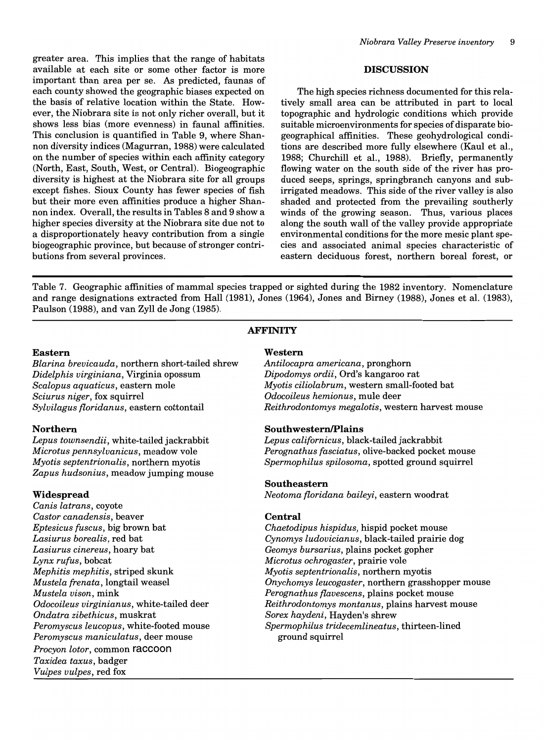greater area. This implies that the range of habitats available at each site or some other factor is more important than area per se. As predicted, faunas of each county showed the geographic biases expected on the basis of relative location within the State. However, the Niobrara site is not only richer overall, but it shows less bias (more evenness) in faunal affinities. This conclusion is quantified in Table 9, where Shannon diversity indices (Magurran, 1988) were calculated on the number of species within each affinity category (North, East, South, West, or Central). Biogeographic diversity is highest at the Niobrara site for all groups except fishes. Sioux County has fewer species of fish but their more even affinities produce a higher Shannon index. Overall, the results in Tables 8 and 9 show a higher species diversity at the Niobrara site due not to a disproportionately heavy contribution from a single biogeographic province, but because of stronger contributions from several provinces.

## DISCUSSION

The high species richness documented for this relatively small area can be attributed in part to local topographic and hydrologic conditions which provide suitable microenvironments for species of disparate biogeographical affinities. These geohydrological conditions are described more fully elsewhere (Kaul et al., 1988; Churchill et al., 1988). Briefly, permanently flowing water on the south side of the river has produced seeps, springs, springbranch canyons and subirrigated meadows. This side of the river valley is also shaded and protected from the prevailing southerly winds of the growing season. Thus, various places along the south wall of the valley provide appropriate environmental conditions for the more mesic plant species and associated animal species characteristic of eastern deciduous forest, northern boreal forest, or

Table 7. Geographic affinities of mammal species trapped or sighted during the 1982 inventory. Nomenclature and range designations extracted from Hall (1981), Jones (1964), Jones and Birney (1988), Jones et al. (1983), Paulson (1988), and van Zyll de Jong (1985).

**AFFINITY**

**Eastern**
*Blarina brevicauda*, northern short-tailed shrew
*Didelphis virginiana*, Virginia opossum
*Scalopus aquaticus*, eastern mole
*Sciurus niger*, fox squirrel
*Sylvilagus floridanus*, eastern cottontail

**Northern**
*Lepus townsendii*, white-tailed jackrabbit
*Microtus pennsylvanicus*, meadow vole
*Myotis septentrionalis*, northern myotis
*Zapus hudsonius*, meadow jumping mouse

**Widespread**
*Canis latrans*, coyote
*Castor canadensis*, beaver
*Eptesicus fuscus*, big brown bat
*Lasiurus borealis*, red bat
*Lasiurus cinereus*, hoary bat
*Lynx rufus*, bobcat
*Mephitis mephitis*, striped skunk
*Mustela frenata*, longtail weasel
*Mustela vison*, mink
*Odocoileus virginianus*, white-tailed deer
*Ondatra zibethicus*, muskrat
*Peromyscus leucopus*, white-footed mouse
*Peromyscus maniculatus*, deer mouse
*Procyon lotor*, common raccoon
*Taxidea taxus*, badger
*Vulpes vulpes*, red fox

**Western**
*Antilocapra americana*, pronghorn
*Dipodomys ordii*, Ord's kangaroo rat
*Myotis ciliolabrum*, western small-footed bat
*Odocoileus hemionus*, mule deer
*Reithrodontomys megalotis*, western harvest mouse

**Southwestern/Plains**
*Lepus californicus*, black-tailed jackrabbit
*Perognathus fasciatus*, olive-backed pocket mouse
*Spermophilus spilosoma*, spotted ground squirrel

**Southeastern**
*Neotoma floridana baileyi*, eastern woodrat

**Central**
*Chaetodipus hispidus*, hispid pocket mouse
*Cynomys ludovicianus*, black-tailed prairie dog
*Geomys bursarius*, plains pocket gopher
*Microtus ochrogaster*, prairie vole
*Myotis septentrionalis*, northern myotis
*Onychomys leucogaster*, northern grasshopper mouse
*Perognathus flavescens*, plains pocket mouse
*Reithrodontomys montanus*, plains harvest mouse
*Sorex haydeni*, Hayden's shrew
*Spermophilus tridecemlineatus*, thirteen-lined ground squirrel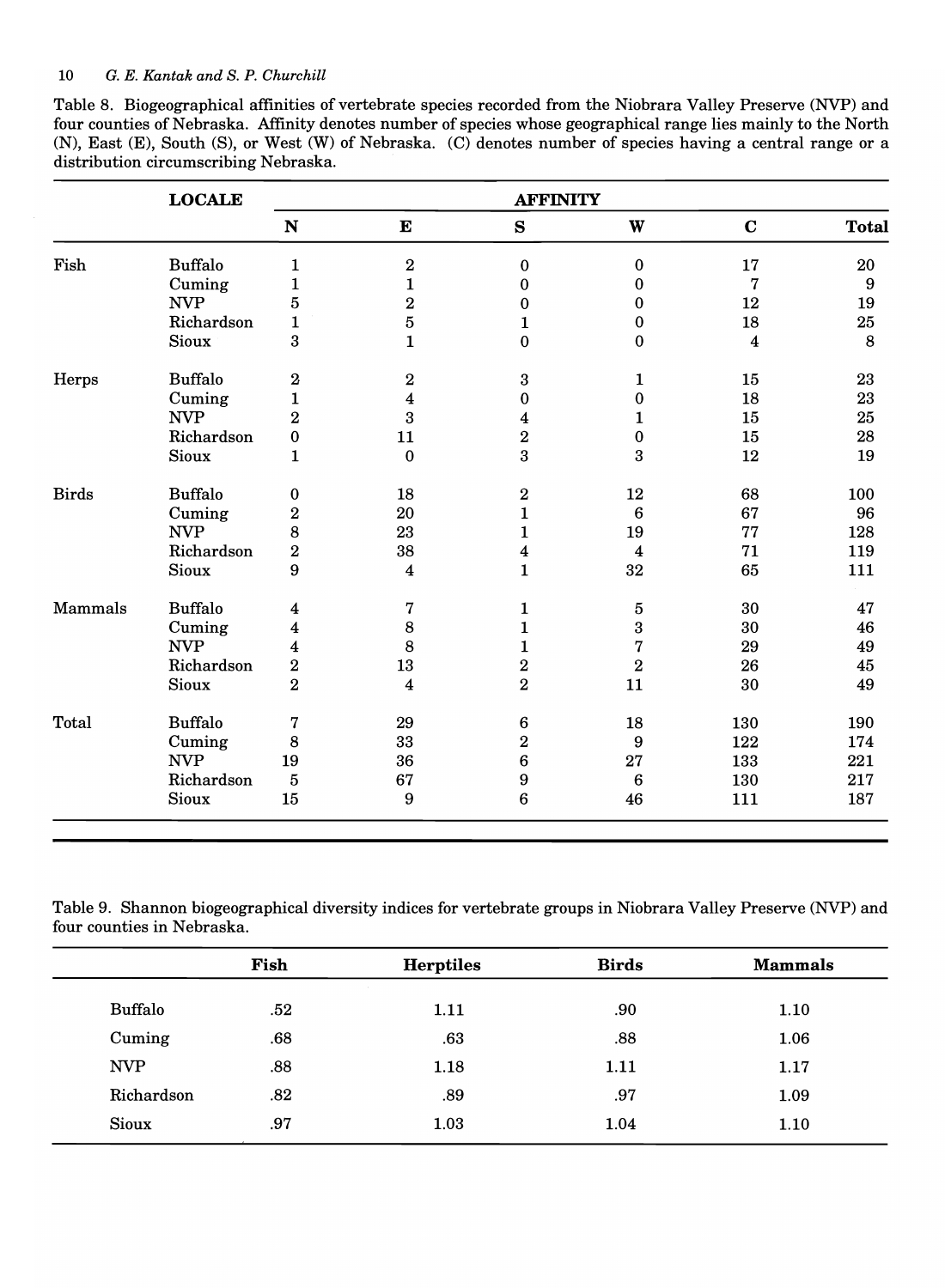Table 8. Biogeographical affinities of vertebrate species recorded from the Niobrara Valley Preserve (NVP) and four counties of Nebraska. Affinity denotes number of species whose geographical range lies mainly to the North (N), East (E), South (S), or West (W) of Nebraska. (C) denotes number of species having a central range or a distribution circumscribing Nebraska.

| | LOCALE | AFFINITY | | | | | |
|---|---|---|---|---|---|---|---|
| | | N | E | S | W | C | Total |
| Fish | Buffalo | 1 | 2 | 0 | 0 | 17 | 20 |
| | Cuming | 1 | 1 | 0 | 0 | 7 | 9 |
| | NVP | 5 | 2 | 0 | 0 | 12 | 19 |
| | Richardson | 1 | 5 | 1 | 0 | 18 | 25 |
| | Sioux | 3 | 1 | 0 | 0 | 4 | 8 |
| Herps | Buffalo | 2 | 2 | 3 | 1 | 15 | 23 |
| | Cuming | 1 | 4 | 0 | 0 | 18 | 23 |
| | NVP | 2 | 3 | 4 | 1 | 15 | 25 |
| | Richardson | 0 | 11 | 2 | 0 | 15 | 28 |
| | Sioux | 1 | 0 | 3 | 3 | 12 | 19 |
| Birds | Buffalo | 0 | 18 | 2 | 12 | 68 | 100 |
| | Cuming | 2 | 20 | 1 | 6 | 67 | 96 |
| | NVP | 8 | 23 | 1 | 19 | 77 | 128 |
| | Richardson | 2 | 38 | 4 | 4 | 71 | 119 |
| | Sioux | 9 | 4 | 1 | 32 | 65 | 111 |
| Mammals | Buffalo | 4 | 7 | 1 | 5 | 30 | 47 |
| | Cuming | 4 | 8 | 1 | 3 | 30 | 46 |
| | NVP | 4 | 8 | 1 | 7 | 29 | 49 |
| | Richardson | 2 | 13 | 2 | 2 | 26 | 45 |
| | Sioux | 2 | 4 | 2 | 11 | 30 | 49 |
| Total | Buffalo | 7 | 29 | 6 | 18 | 130 | 190 |
| | Cuming | 8 | 33 | 2 | 9 | 122 | 174 |
| | NVP | 19 | 36 | 6 | 27 | 133 | 221 |
| | Richardson | 5 | 67 | 9 | 6 | 130 | 217 |
| | Sioux | 15 | 9 | 6 | 46 | 111 | 187 |

Table 9. Shannon biogeographical diversity indices for vertebrate groups in Niobrara Valley Preserve (NVP) and four counties in Nebraska.

| | Fish | Herptiles | Birds | Mammals |
|---|---|---|---|---|
| Buffalo | .52 | 1.11 | .90 | 1.10 |
| Cuming | .68 | .63 | .88 | 1.06 |
| NVP | .88 | 1.18 | 1.11 | 1.17 |
| Richardson | .82 | .89 | .97 | 1.09 |
| Sioux | .97 | 1.03 | 1.04 | 1.10 |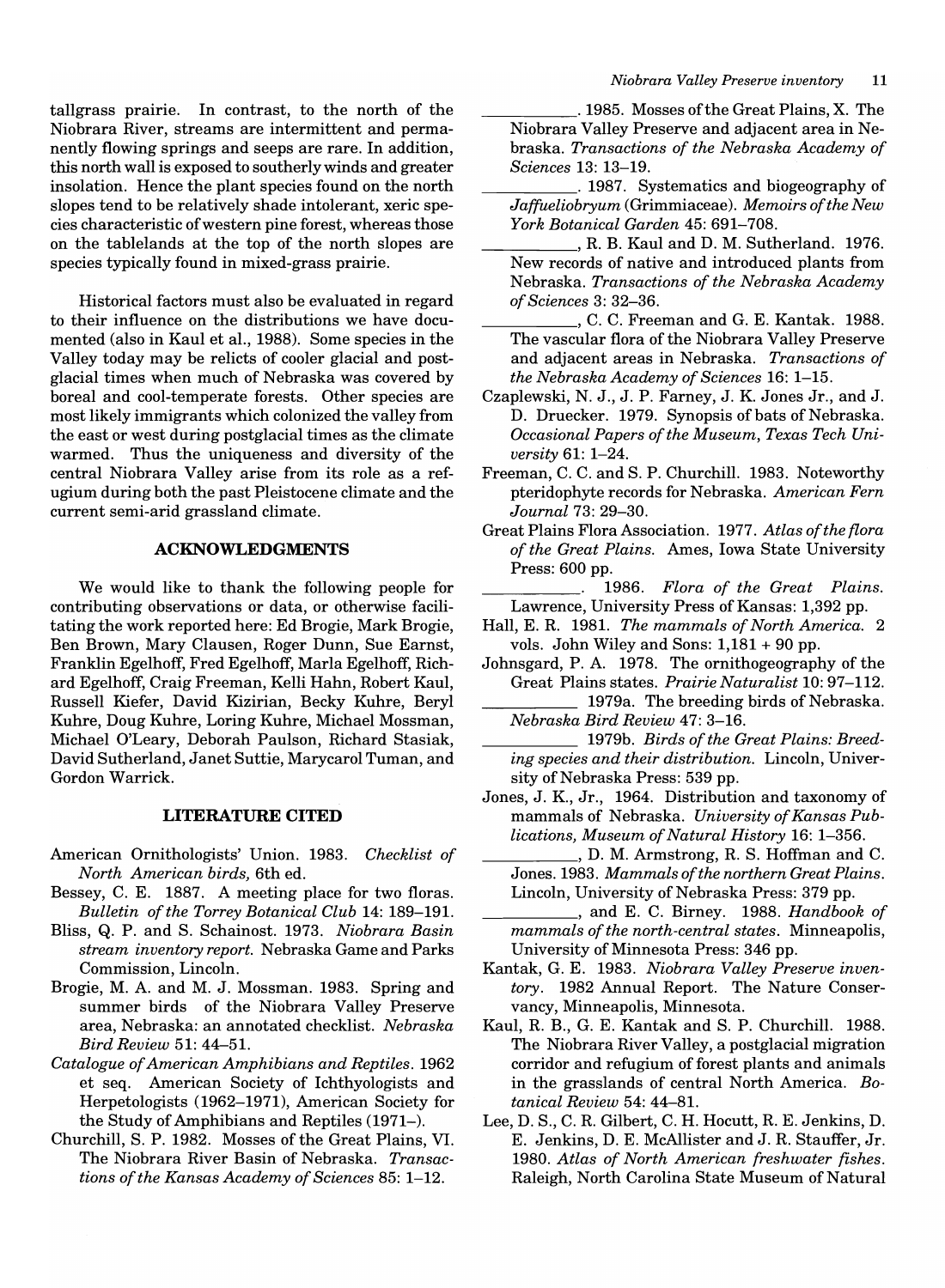tallgrass prairie. In contrast, to the north of the Niobrara River, streams are intermittent and permanently flowing springs and seeps are rare. In addition, this north wall is exposed to southerly winds and greater insolation. Hence the plant species found on the north slopes tend to be relatively shade intolerant, xeric species characteristic of western pine forest, whereas those on the tablelands at the top of the north slopes are species typically found in mixed-grass prairie.

Historical factors must also be evaluated in regard to their influence on the distributions we have documented (also in Kaul et al., 1988). Some species in the Valley today may be relicts of cooler glacial and postglacial times when much of Nebraska was covered by boreal and cool-temperate forests. Other species are most likely immigrants which colonized the valley from the east or west during postglacial times as the climate warmed. Thus the uniqueness and diversity of the central Niobrara Valley arise from its role as a refugium during both the past Pleistocene climate and the current semi-arid grassland climate.

## ACKNOWLEDGMENTS

We would like to thank the following people for contributing observations or data, or otherwise facilitating the work reported here: Ed Brogie, Mark Brogie, Ben Brown, Mary Clausen, Roger Dunn, Sue Earnst, Franklin Egelhoff, Fred Egelhoff, Marla Egelhoff, Richard Egelhoff, Craig Freeman, Kelli Hahn, Robert Kaul, Russell Kiefer, David Kizirian, Becky Kuhre, Beryl Kuhre, Doug Kuhre, Loring Kuhre, Michael Mossman, Michael O'Leary, Deborah Paulson, Richard Stasiak, David Sutherland, Janet Suttie, Marycarol Tuman, and Gordon Warrick.

## LITERATURE CITED

American Ornithologists' Union. 1983. *Checklist of North American birds,* 6th ed.

Bessey, C. E. 1887. A meeting place for two floras. *Bulletin of the Torrey Botanical Club* 14: 189–191.

Bliss, Q. P. and S. Schainost. 1973. *Niobrara Basin stream inventory report.* Nebraska Game and Parks Commission, Lincoln.

Brogie, M. A. and M. J. Mossman. 1983. Spring and summer birds of the Niobrara Valley Preserve area, Nebraska: an annotated checklist. *Nebraska Bird Review* 51: 44–51.

*Catalogue of American Amphibians and Reptiles.* 1962 et seq. American Society of Ichthyologists and Herpetologists (1962–1971), American Society for the Study of Amphibians and Reptiles (1971–).

Churchill, S. P. 1982. Mosses of the Great Plains, VI. The Niobrara River Basin of Nebraska. *Transactions of the Kansas Academy of Sciences* 85: 1–12.

__________. 1985. Mosses of the Great Plains, X. The Niobrara Valley Preserve and adjacent area in Nebraska. *Transactions of the Nebraska Academy of Sciences* 13: 13–19.

__________. 1987. Systematics and biogeography of *Jaffueliobryum* (Grimmiaceae). *Memoirs of the New York Botanical Garden* 45: 691–708.

__________, R. B. Kaul and D. M. Sutherland. 1976. New records of native and introduced plants from Nebraska. *Transactions of the Nebraska Academy of Sciences* 3: 32–36.

__________, C. C. Freeman and G. E. Kantak. 1988. The vascular flora of the Niobrara Valley Preserve and adjacent areas in Nebraska. *Transactions of the Nebraska Academy of Sciences* 16: 1–15.

Czaplewski, N. J., J. P. Farney, J. K. Jones Jr., and J. D. Druecker. 1979. Synopsis of bats of Nebraska. *Occasional Papers of the Museum, Texas Tech University* 61: 1–24.

Freeman, C. C. and S. P. Churchill. 1983. Noteworthy pteridophyte records for Nebraska. *American Fern Journal* 73: 29–30.

Great Plains Flora Association. 1977. *Atlas of the flora of the Great Plains.* Ames, Iowa State University Press: 600 pp.

__________. 1986. *Flora of the Great Plains.* Lawrence, University Press of Kansas: 1,392 pp.

Hall, E. R. 1981. *The mammals of North America.* 2 vols. John Wiley and Sons: 1,181 + 90 pp.

Johnsgard, P. A. 1978. The ornithogeography of the Great Plains states. *Prairie Naturalist* 10: 97–112.

__________ 1979a. The breeding birds of Nebraska. *Nebraska Bird Review* 47: 3–16.

__________ 1979b. *Birds of the Great Plains: Breeding species and their distribution.* Lincoln, University of Nebraska Press: 539 pp.

Jones, J. K., Jr., 1964. Distribution and taxonomy of mammals of Nebraska. *University of Kansas Publications, Museum of Natural History* 16: 1–356.

__________, D. M. Armstrong, R. S. Hoffman and C. Jones. 1983. *Mammals of the northern Great Plains.* Lincoln, University of Nebraska Press: 379 pp.

__________, and E. C. Birney. 1988. *Handbook of mammals of the north-central states.* Minneapolis, University of Minnesota Press: 346 pp.

Kantak, G. E. 1983. *Niobrara Valley Preserve inventory.* 1982 Annual Report. The Nature Conservancy, Minneapolis, Minnesota.

Kaul, R. B., G. E. Kantak and S. P. Churchill. 1988. The Niobrara River Valley, a postglacial migration corridor and refugium of forest plants and animals in the grasslands of central North America. *Botanical Review* 54: 44–81.

Lee, D. S., C. R. Gilbert, C. H. Hocutt, R. E. Jenkins, D. E. Jenkins, D. E. McAllister and J. R. Stauffer, Jr. 1980. *Atlas of North American freshwater fishes.* Raleigh, North Carolina State Museum of Natural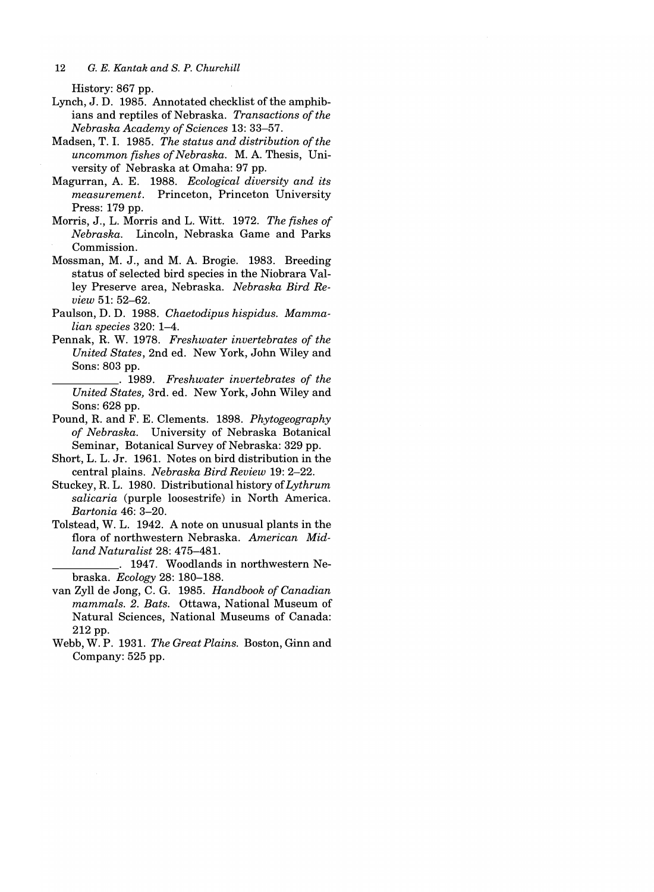History: 867 pp.

Lynch, J. D. 1985. Annotated checklist of the amphibians and reptiles of Nebraska. *Transactions of the Nebraska Academy of Sciences* 13: 33–57.

Madsen, T. I. 1985. *The status and distribution of the uncommon fishes of Nebraska.* M. A. Thesis, University of Nebraska at Omaha: 97 pp.

Magurran, A. E. 1988. *Ecological diversity and its measurement.* Princeton, Princeton University Press: 179 pp.

Morris, J., L. Morris and L. Witt. 1972. *The fishes of Nebraska.* Lincoln, Nebraska Game and Parks Commission.

Mossman, M. J., and M. A. Brogie. 1983. Breeding status of selected bird species in the Niobrara Valley Preserve area, Nebraska. *Nebraska Bird Review* 51: 52–62.

Paulson, D. D. 1988. *Chaetodipus hispidus. Mammalian species* 320: 1–4.

Pennak, R. W. 1978. *Freshwater invertebrates of the United States*, 2nd ed. New York, John Wiley and Sons: 803 pp.

\_\_\_\_\_\_\_\_\_\_\_. 1989. *Freshwater invertebrates of the United States,* 3rd. ed. New York, John Wiley and Sons: 628 pp.

Pound, R. and F. E. Clements. 1898. *Phytogeography of Nebraska.* University of Nebraska Botanical Seminar, Botanical Survey of Nebraska: 329 pp.

Short, L. L. Jr. 1961. Notes on bird distribution in the central plains. *Nebraska Bird Review* 19: 2–22.

Stuckey, R. L. 1980. Distributional history of *Lythrum salicaria* (purple loosestrife) in North America. *Bartonia* 46: 3–20.

Tolstead, W. L. 1942. A note on unusual plants in the flora of northwestern Nebraska. *American Midland Naturalist* 28: 475–481.

\_\_\_\_\_\_\_\_\_\_\_. 1947. Woodlands in northwestern Nebraska. *Ecology* 28: 180–188.

van Zyll de Jong, C. G. 1985. *Handbook of Canadian mammals. 2. Bats.* Ottawa, National Museum of Natural Sciences, National Museums of Canada: 212 pp.

Webb, W. P. 1931. *The Great Plains.* Boston, Ginn and Company: 525 pp.